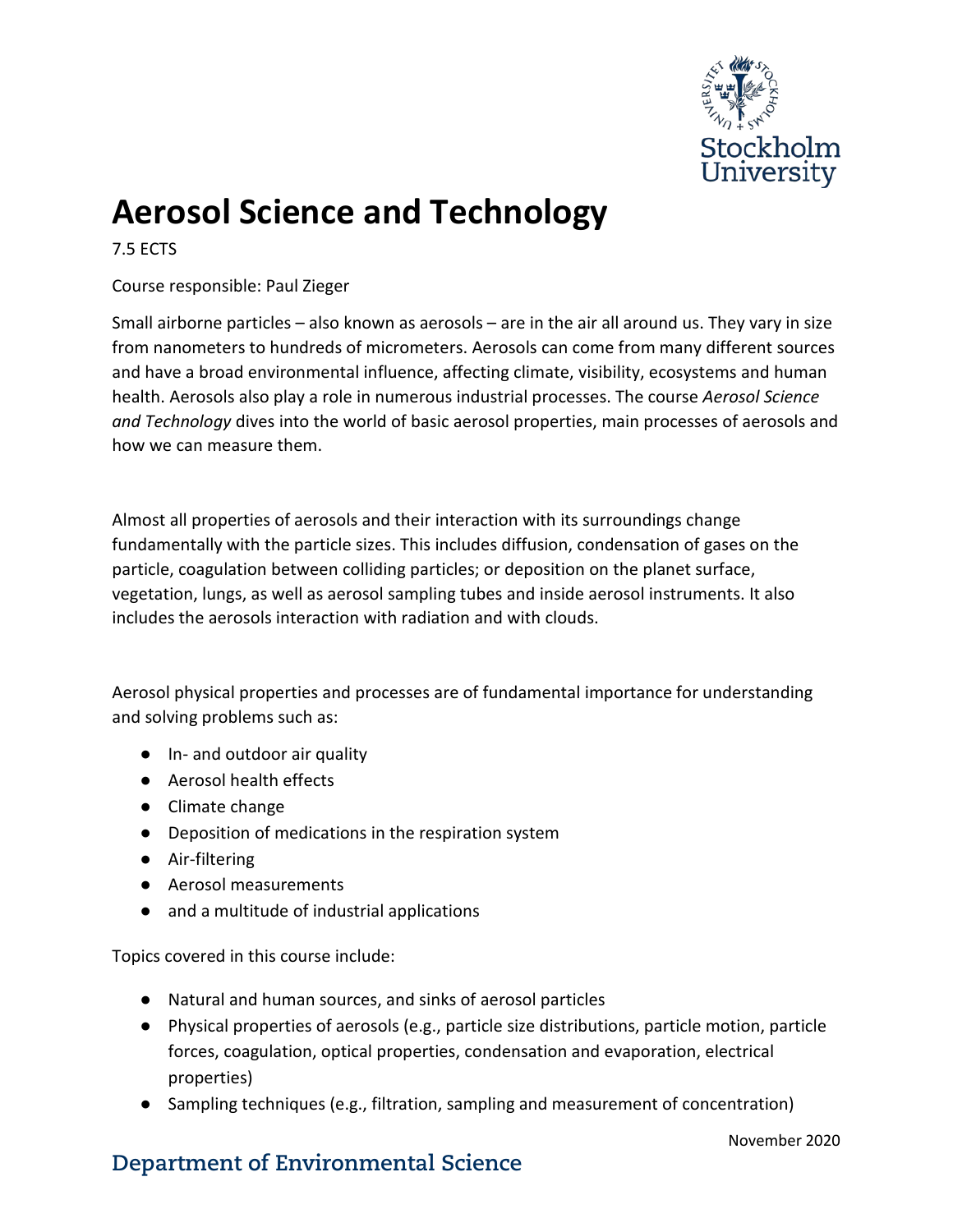# Aerosol Science and Technology

7.5 ECTS

Course responsible: Paul Zieger

Small airborne particles – also known as aerosols – are in the air all around us. They vary in size from nanometers to hundreds of micrometers. Aerosols can come from many different sources and have a broad environmental influence, affecting climate, visibility, ecosystems and human health. Aerosols also play a role in numerous industrial processes. The course *Aerosol Science and Technology* dives into the world of basic aerosol properties, main processes of aerosols and how we can measure them.

Almost all properties of aerosols and their interaction with its surroundings change fundamentally with the particle sizes. This includes diffusion, condensation of gases on the particle, coagulation between colliding particles; or deposition on the planet surface, vegetation, lungs, as well as aerosol sampling tubes and inside aerosol instruments. It also includes the aerosols interaction with radiation and with clouds.

Aerosol physical properties and processes are of fundamental importance for understanding and solving problems such as:

- In- and outdoor air quality
- Aerosol health effects
- Climate change
- Deposition of medications in the respiration system
- Air-filtering
- Aerosol measurements
- and a multitude of industrial applications

Topics covered in this course include:

- Natural and human sources, and sinks of aerosol particles
- Physical properties of aerosols (e.g., particle size distributions, particle motion, particle forces, coagulation, optical properties, condensation and evaporation, electrical properties)
- Sampling techniques (e.g., filtration, sampling and measurement of concentration)

November 2020

Department of Environmental Science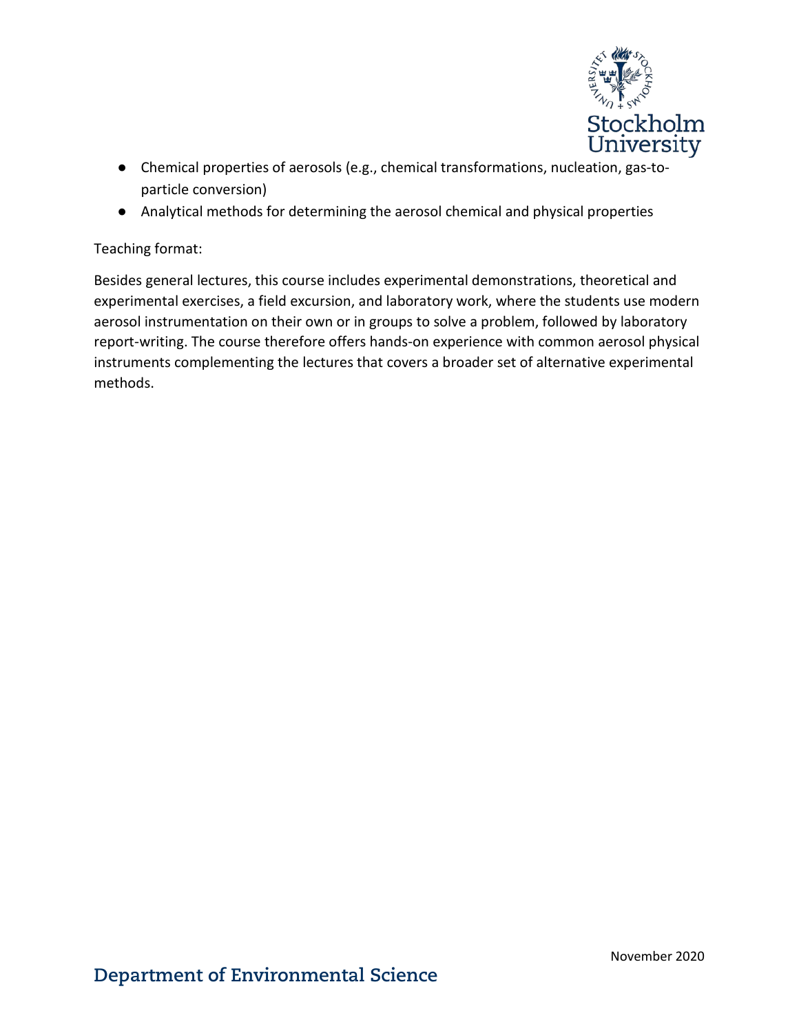- Chemical properties of aerosols (e.g., chemical transformations, nucleation, gas-to-particle conversion)
- Analytical methods for determining the aerosol chemical and physical properties

Teaching format:

Besides general lectures, this course includes experimental demonstrations, theoretical and experimental exercises, a field excursion, and laboratory work, where the students use modern aerosol instrumentation on their own or in groups to solve a problem, followed by laboratory report-writing. The course therefore offers hands-on experience with common aerosol physical instruments complementing the lectures that covers a broader set of alternative experimental methods.

November 2020